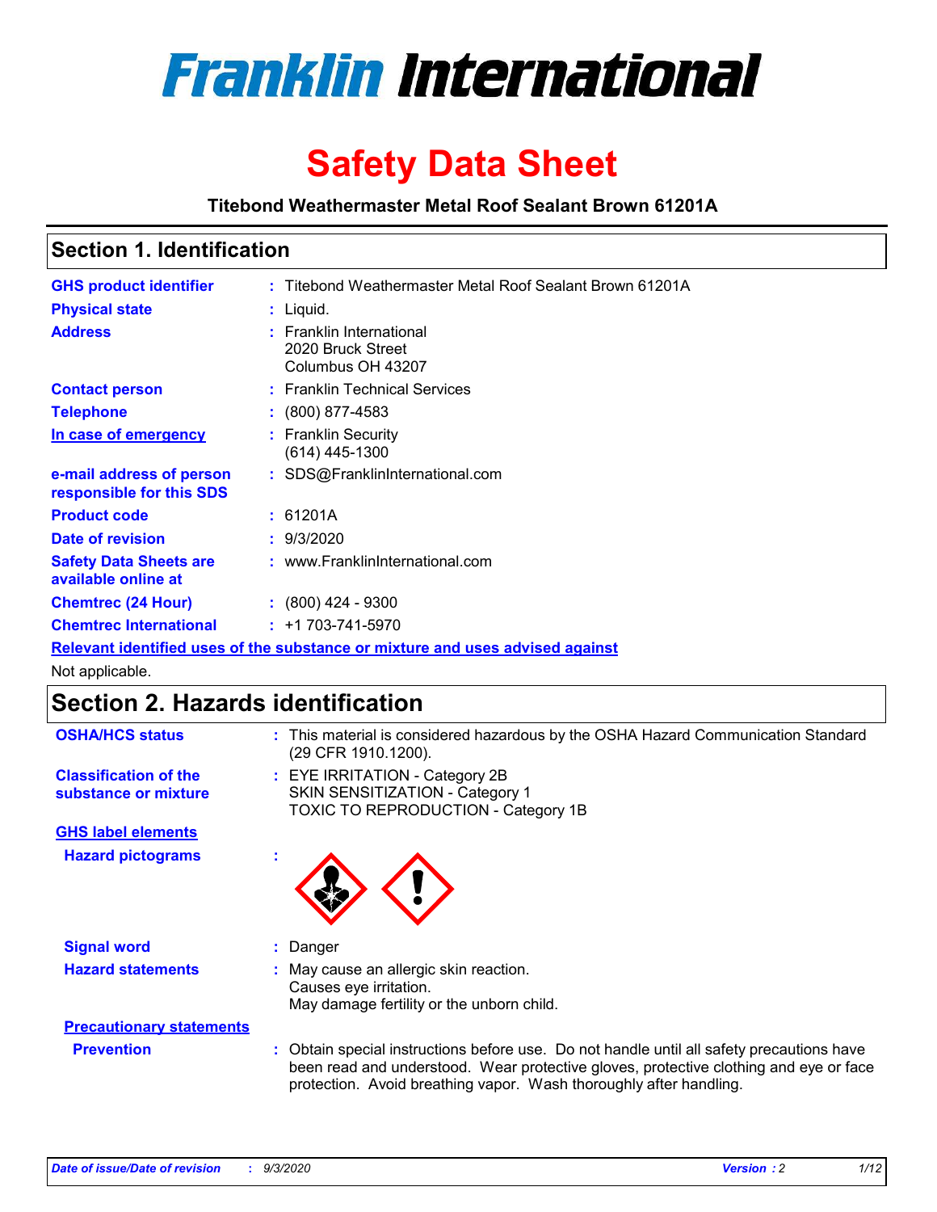# Franklin International

# Safety Data Sheet

**Titebond Weathermaster Metal Roof Sealant Brown 61201A**

## Section 1. Identification

| | |
|---|---|
| **GHS product identifier** | : Titebond Weathermaster Metal Roof Sealant Brown 61201A |
| **Physical state** | : Liquid. |
| **Address** | : Franklin International<br>2020 Bruck Street<br>Columbus OH 43207 |
| **Contact person** | : Franklin Technical Services |
| **Telephone** | : (800) 877-4583 |
| **In case of emergency** | : Franklin Security<br>(614) 445-1300 |
| **e-mail address of person responsible for this SDS** | : SDS@FranklinInternational.com |
| **Product code** | : 61201A |
| **Date of revision** | : 9/3/2020 |
| **Safety Data Sheets are available online at** | : www.FranklinInternational.com |
| **Chemtrec (24 Hour)** | : (800) 424 - 9300 |
| **Chemtrec International** | : +1 703-741-5970 |

**Relevant identified uses of the substance or mixture and uses advised against**

Not applicable.

## Section 2. Hazards identification

| | |
|---|---|
| **OSHA/HCS status** | : This material is considered hazardous by the OSHA Hazard Communication Standard (29 CFR 1910.1200). |
| **Classification of the substance or mixture** | : EYE IRRITATION - Category 2B<br>SKIN SENSITIZATION - Category 1<br>TOXIC TO REPRODUCTION - Category 1B |

**GHS label elements**

| | |
|---|---|
| **Hazard pictograms** | : |
| **Signal word** | : Danger |
| **Hazard statements** | : May cause an allergic skin reaction.<br>Causes eye irritation.<br>May damage fertility or the unborn child. |

**Precautionary statements**

| | |
|---|---|
| **Prevention** | : Obtain special instructions before use. Do not handle until all safety precautions have been read and understood. Wear protective gloves, protective clothing and eye or face protection. Avoid breathing vapor. Wash thoroughly after handling. |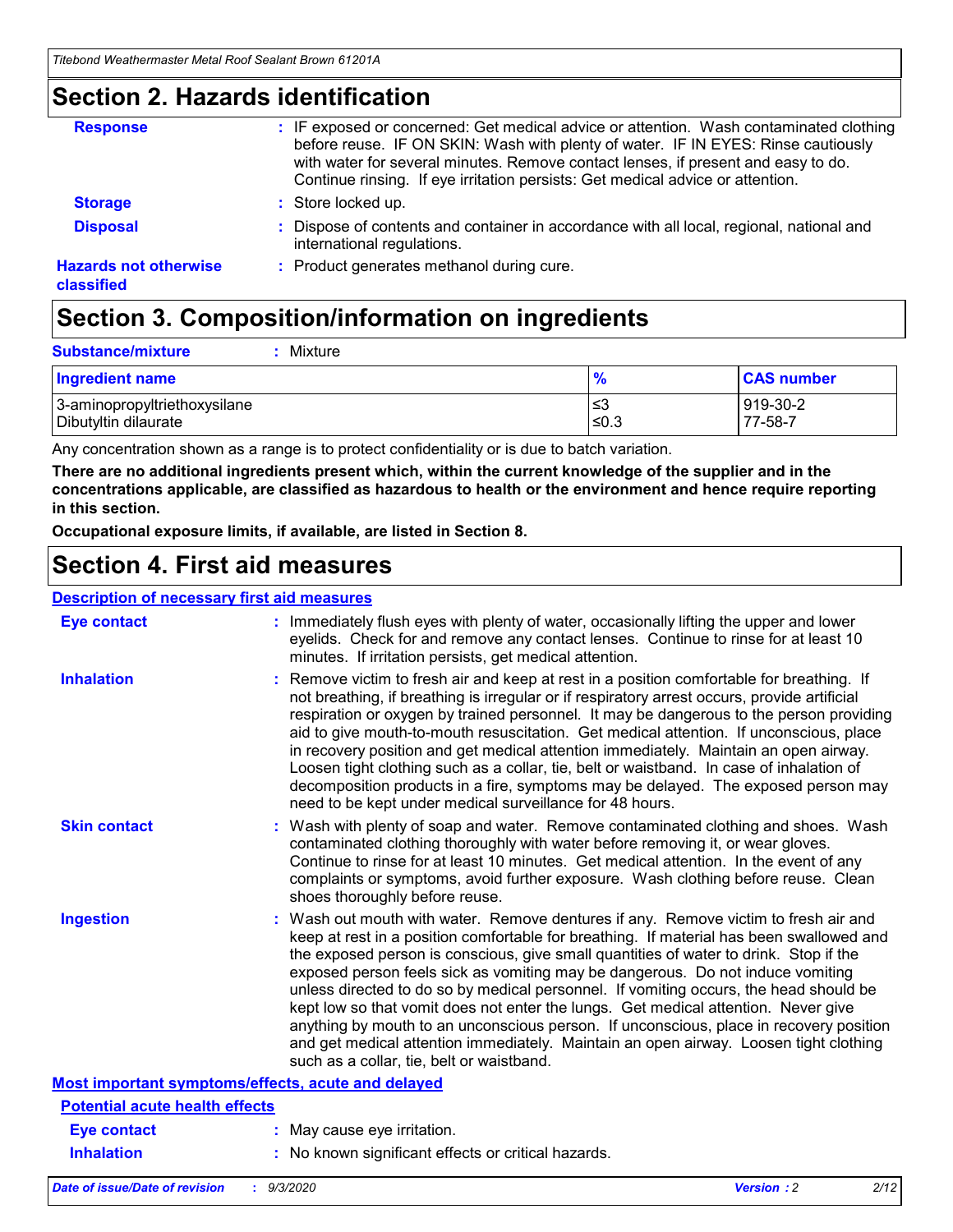## Section 2. Hazards identification

**Response** : IF exposed or concerned: Get medical advice or attention. Wash contaminated clothing before reuse. IF ON SKIN: Wash with plenty of water. IF IN EYES: Rinse cautiously with water for several minutes. Remove contact lenses, if present and easy to do. Continue rinsing. If eye irritation persists: Get medical advice or attention.

**Storage** : Store locked up.

**Disposal** : Dispose of contents and container in accordance with all local, regional, national and international regulations.

**Hazards not otherwise classified** : Product generates methanol during cure.

## Section 3. Composition/information on ingredients

**Substance/mixture** : Mixture

| Ingredient name | % | CAS number |
| --- | --- | --- |
| 3-aminopropyltriethoxysilane | ≤3 | 919-30-2 |
| Dibutyltin dilaurate | ≤0.3 | 77-58-7 |

Any concentration shown as a range is to protect confidentiality or is due to batch variation.

**There are no additional ingredients present which, within the current knowledge of the supplier and in the concentrations applicable, are classified as hazardous to health or the environment and hence require reporting in this section.**

**Occupational exposure limits, if available, are listed in Section 8.**

## Section 4. First aid measures

### Description of necessary first aid measures

**Eye contact** : Immediately flush eyes with plenty of water, occasionally lifting the upper and lower eyelids. Check for and remove any contact lenses. Continue to rinse for at least 10 minutes. If irritation persists, get medical attention.

**Inhalation** : Remove victim to fresh air and keep at rest in a position comfortable for breathing. If not breathing, if breathing is irregular or if respiratory arrest occurs, provide artificial respiration or oxygen by trained personnel. It may be dangerous to the person providing aid to give mouth-to-mouth resuscitation. Get medical attention. If unconscious, place in recovery position and get medical attention immediately. Maintain an open airway. Loosen tight clothing such as a collar, tie, belt or waistband. In case of inhalation of decomposition products in a fire, symptoms may be delayed. The exposed person may need to be kept under medical surveillance for 48 hours.

**Skin contact** : Wash with plenty of soap and water. Remove contaminated clothing and shoes. Wash contaminated clothing thoroughly with water before removing it, or wear gloves. Continue to rinse for at least 10 minutes. Get medical attention. In the event of any complaints or symptoms, avoid further exposure. Wash clothing before reuse. Clean shoes thoroughly before reuse.

**Ingestion** : Wash out mouth with water. Remove dentures if any. Remove victim to fresh air and keep at rest in a position comfortable for breathing. If material has been swallowed and the exposed person is conscious, give small quantities of water to drink. Stop if the exposed person feels sick as vomiting may be dangerous. Do not induce vomiting unless directed to do so by medical personnel. If vomiting occurs, the head should be kept low so that vomit does not enter the lungs. Get medical attention. Never give anything by mouth to an unconscious person. If unconscious, place in recovery position and get medical attention immediately. Maintain an open airway. Loosen tight clothing such as a collar, tie, belt or waistband.

### Most important symptoms/effects, acute and delayed

#### Potential acute health effects

**Eye contact** : May cause eye irritation.

**Inhalation** : No known significant effects or critical hazards.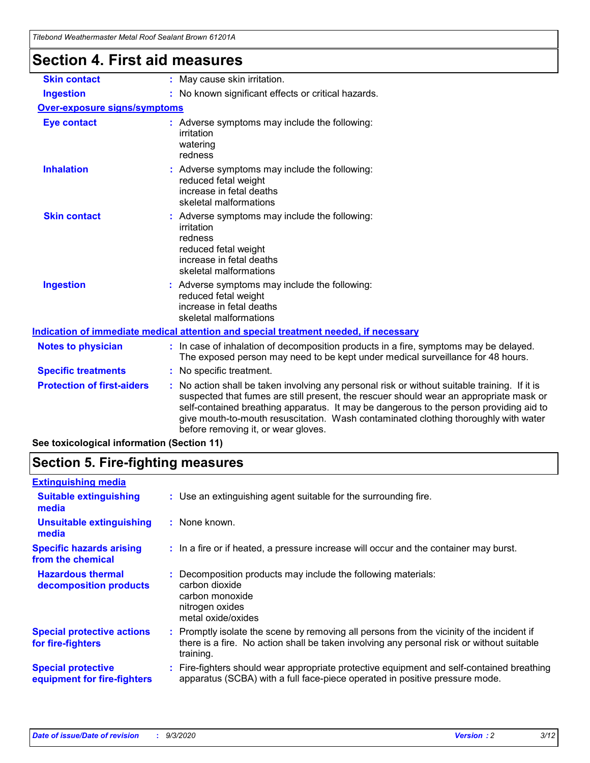# Section 4. First aid measures

**Skin contact** : May cause skin irritation.

**Ingestion** : No known significant effects or critical hazards.

**Over-exposure signs/symptoms**

**Eye contact** : Adverse symptoms may include the following:
irritation
watering
redness

**Inhalation** : Adverse symptoms may include the following:
reduced fetal weight
increase in fetal deaths
skeletal malformations

**Skin contact** : Adverse symptoms may include the following:
irritation
redness
reduced fetal weight
increase in fetal deaths
skeletal malformations

**Ingestion** : Adverse symptoms may include the following:
reduced fetal weight
increase in fetal deaths
skeletal malformations

**Indication of immediate medical attention and special treatment needed, if necessary**

**Notes to physician** : In case of inhalation of decomposition products in a fire, symptoms may be delayed. The exposed person may need to be kept under medical surveillance for 48 hours.

**Specific treatments** : No specific treatment.

**Protection of first-aiders** : No action shall be taken involving any personal risk or without suitable training. If it is suspected that fumes are still present, the rescuer should wear an appropriate mask or self-contained breathing apparatus. It may be dangerous to the person providing aid to give mouth-to-mouth resuscitation. Wash contaminated clothing thoroughly with water before removing it, or wear gloves.

**See toxicological information (Section 11)**

# Section 5. Fire-fighting measures

**Extinguishing media**

**Suitable extinguishing media** : Use an extinguishing agent suitable for the surrounding fire.

**Unsuitable extinguishing media** : None known.

**Specific hazards arising from the chemical** : In a fire or if heated, a pressure increase will occur and the container may burst.

**Hazardous thermal decomposition products** : Decomposition products may include the following materials:
carbon dioxide
carbon monoxide
nitrogen oxides
metal oxide/oxides

**Special protective actions for fire-fighters** : Promptly isolate the scene by removing all persons from the vicinity of the incident if there is a fire. No action shall be taken involving any personal risk or without suitable training.

**Special protective equipment for fire-fighters** : Fire-fighters should wear appropriate protective equipment and self-contained breathing apparatus (SCBA) with a full face-piece operated in positive pressure mode.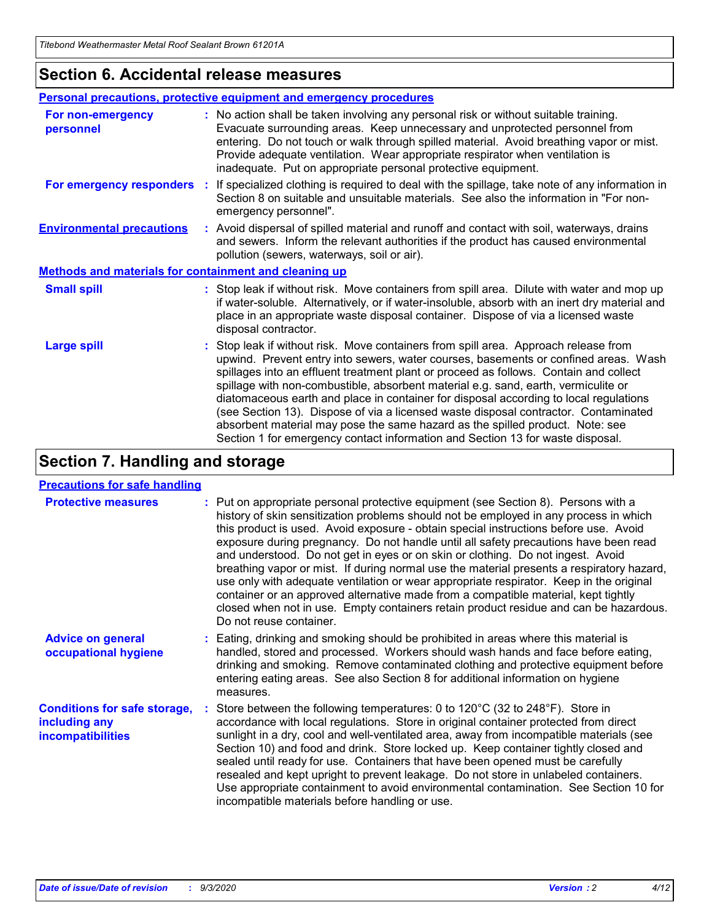## Section 6. Accidental release measures

### Personal precautions, protective equipment and emergency procedures

**For non-emergency personnel** : No action shall be taken involving any personal risk or without suitable training. Evacuate surrounding areas. Keep unnecessary and unprotected personnel from entering. Do not touch or walk through spilled material. Avoid breathing vapor or mist. Provide adequate ventilation. Wear appropriate respirator when ventilation is inadequate. Put on appropriate personal protective equipment.

**For emergency responders** : If specialized clothing is required to deal with the spillage, take note of any information in Section 8 on suitable and unsuitable materials. See also the information in "For non-emergency personnel".

**Environmental precautions** : Avoid dispersal of spilled material and runoff and contact with soil, waterways, drains and sewers. Inform the relevant authorities if the product has caused environmental pollution (sewers, waterways, soil or air).

### Methods and materials for containment and cleaning up

**Small spill** : Stop leak if without risk. Move containers from spill area. Dilute with water and mop up if water-soluble. Alternatively, or if water-insoluble, absorb with an inert dry material and place in an appropriate waste disposal container. Dispose of via a licensed waste disposal contractor.

**Large spill** : Stop leak if without risk. Move containers from spill area. Approach release from upwind. Prevent entry into sewers, water courses, basements or confined areas. Wash spillages into an effluent treatment plant or proceed as follows. Contain and collect spillage with non-combustible, absorbent material e.g. sand, earth, vermiculite or diatomaceous earth and place in container for disposal according to local regulations (see Section 13). Dispose of via a licensed waste disposal contractor. Contaminated absorbent material may pose the same hazard as the spilled product. Note: see Section 1 for emergency contact information and Section 13 for waste disposal.

## Section 7. Handling and storage

### Precautions for safe handling

**Protective measures** : Put on appropriate personal protective equipment (see Section 8). Persons with a history of skin sensitization problems should not be employed in any process in which this product is used. Avoid exposure - obtain special instructions before use. Avoid exposure during pregnancy. Do not handle until all safety precautions have been read and understood. Do not get in eyes or on skin or clothing. Do not ingest. Avoid breathing vapor or mist. If during normal use the material presents a respiratory hazard, use only with adequate ventilation or wear appropriate respirator. Keep in the original container or an approved alternative made from a compatible material, kept tightly closed when not in use. Empty containers retain product residue and can be hazardous. Do not reuse container.

**Advice on general occupational hygiene** : Eating, drinking and smoking should be prohibited in areas where this material is handled, stored and processed. Workers should wash hands and face before eating, drinking and smoking. Remove contaminated clothing and protective equipment before entering eating areas. See also Section 8 for additional information on hygiene measures.

**Conditions for safe storage, including any incompatibilities** : Store between the following temperatures: 0 to 120°C (32 to 248°F). Store in accordance with local regulations. Store in original container protected from direct sunlight in a dry, cool and well-ventilated area, away from incompatible materials (see Section 10) and food and drink. Store locked up. Keep container tightly closed and sealed until ready for use. Containers that have been opened must be carefully resealed and kept upright to prevent leakage. Do not store in unlabeled containers. Use appropriate containment to avoid environmental contamination. See Section 10 for incompatible materials before handling or use.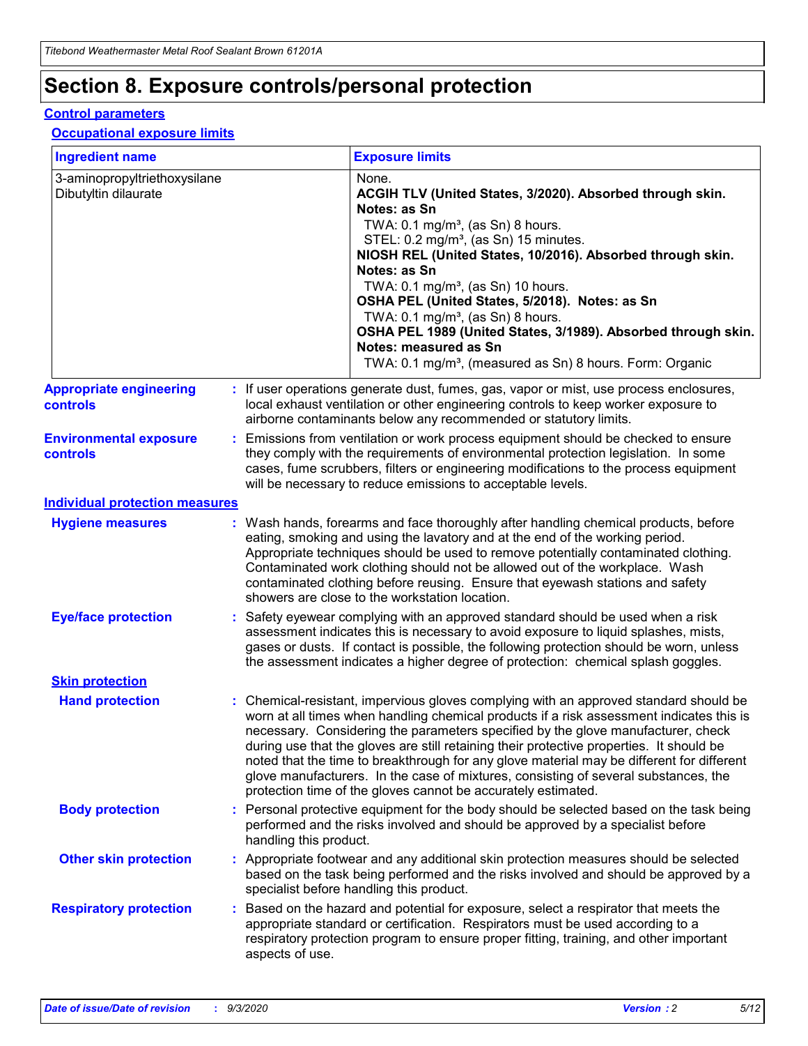# Section 8. Exposure controls/personal protection

## Control parameters

### Occupational exposure limits

| Ingredient name | Exposure limits |
|---|---|
| 3-aminopropyltriethoxysilane | None. |
| Dibutyltin dilaurate | **ACGIH TLV (United States, 3/2020). Absorbed through skin. Notes: as Sn**<br>TWA: 0.1 mg/m³, (as Sn) 8 hours.<br>STEL: 0.2 mg/m³, (as Sn) 15 minutes.<br>**NIOSH REL (United States, 10/2016). Absorbed through skin. Notes: as Sn**<br>TWA: 0.1 mg/m³, (as Sn) 10 hours.<br>**OSHA PEL (United States, 5/2018). Notes: as Sn**<br>TWA: 0.1 mg/m³, (as Sn) 8 hours.<br>**OSHA PEL 1989 (United States, 3/1989). Absorbed through skin. Notes: measured as Sn**<br>TWA: 0.1 mg/m³, (measured as Sn) 8 hours. Form: Organic |

**Appropriate engineering controls** : If user operations generate dust, fumes, gas, vapor or mist, use process enclosures, local exhaust ventilation or other engineering controls to keep worker exposure to airborne contaminants below any recommended or statutory limits.

**Environmental exposure controls** : Emissions from ventilation or work process equipment should be checked to ensure they comply with the requirements of environmental protection legislation. In some cases, fume scrubbers, filters or engineering modifications to the process equipment will be necessary to reduce emissions to acceptable levels.

## Individual protection measures

**Hygiene measures** : Wash hands, forearms and face thoroughly after handling chemical products, before eating, smoking and using the lavatory and at the end of the working period. Appropriate techniques should be used to remove potentially contaminated clothing. Contaminated work clothing should not be allowed out of the workplace. Wash contaminated clothing before reusing. Ensure that eyewash stations and safety showers are close to the workstation location.

**Eye/face protection** : Safety eyewear complying with an approved standard should be used when a risk assessment indicates this is necessary to avoid exposure to liquid splashes, mists, gases or dusts. If contact is possible, the following protection should be worn, unless the assessment indicates a higher degree of protection: chemical splash goggles.

### Skin protection

**Hand protection** : Chemical-resistant, impervious gloves complying with an approved standard should be worn at all times when handling chemical products if a risk assessment indicates this is necessary. Considering the parameters specified by the glove manufacturer, check during use that the gloves are still retaining their protective properties. It should be noted that the time to breakthrough for any glove material may be different for different glove manufacturers. In the case of mixtures, consisting of several substances, the protection time of the gloves cannot be accurately estimated.

**Body protection** : Personal protective equipment for the body should be selected based on the task being performed and the risks involved and should be approved by a specialist before handling this product.

**Other skin protection** : Appropriate footwear and any additional skin protection measures should be selected based on the task being performed and the risks involved and should be approved by a specialist before handling this product.

**Respiratory protection** : Based on the hazard and potential for exposure, select a respirator that meets the appropriate standard or certification. Respirators must be used according to a respiratory protection program to ensure proper fitting, training, and other important aspects of use.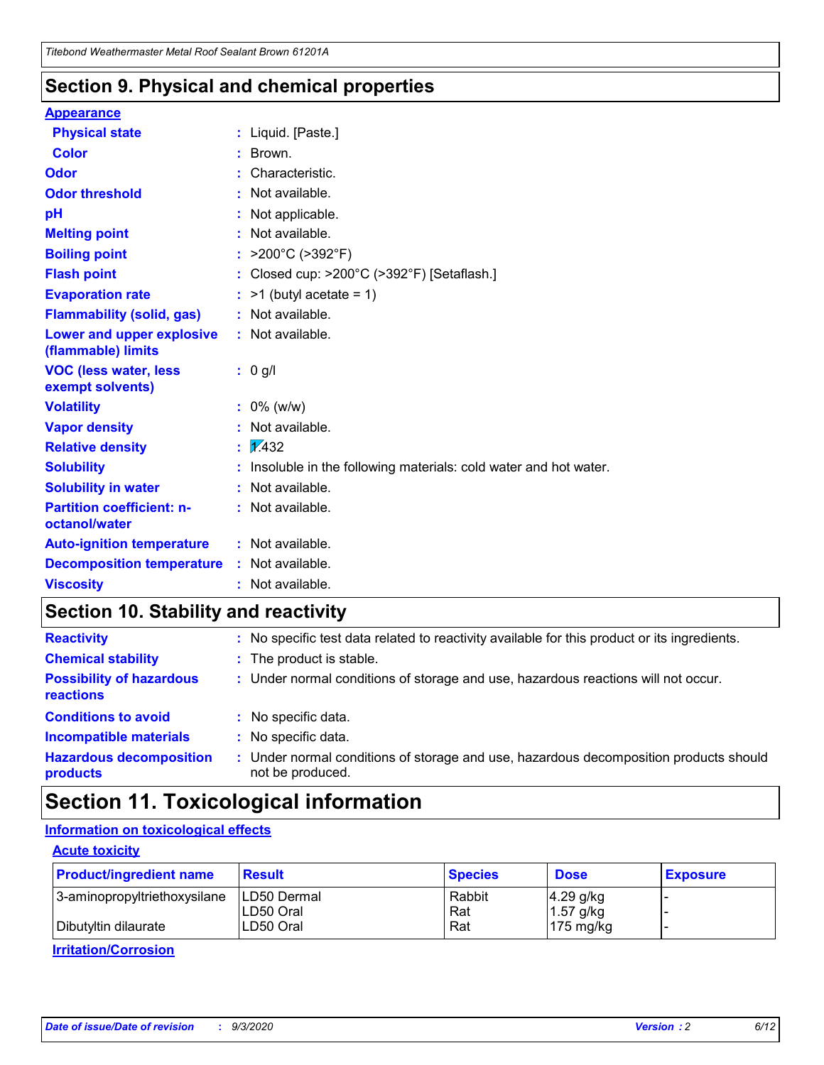## Section 9. Physical and chemical properties

**Appearance**

| | |
|---|---|
| **Physical state** | : Liquid. [Paste.] |
| **Color** | : Brown. |
| **Odor** | : Characteristic. |
| **Odor threshold** | : Not available. |
| **pH** | : Not applicable. |
| **Melting point** | : Not available. |
| **Boiling point** | : >200°C (>392°F) |
| **Flash point** | : Closed cup: >200°C (>392°F) [Setaflash.] |
| **Evaporation rate** | : >1 (butyl acetate = 1) |
| **Flammability (solid, gas)** | : Not available. |
| **Lower and upper explosive (flammable) limits** | : Not available. |
| **VOC (less water, less exempt solvents)** | : 0 g/l |
| **Volatility** | : 0% (w/w) |
| **Vapor density** | : Not available. |
| **Relative density** | : 1.432 |
| **Solubility** | : Insoluble in the following materials: cold water and hot water. |
| **Solubility in water** | : Not available. |
| **Partition coefficient: n-octanol/water** | : Not available. |
| **Auto-ignition temperature** | : Not available. |
| **Decomposition temperature** | : Not available. |
| **Viscosity** | : Not available. |

## Section 10. Stability and reactivity

| | |
|---|---|
| **Reactivity** | : No specific test data related to reactivity available for this product or its ingredients. |
| **Chemical stability** | : The product is stable. |
| **Possibility of hazardous reactions** | : Under normal conditions of storage and use, hazardous reactions will not occur. |
| **Conditions to avoid** | : No specific data. |
| **Incompatible materials** | : No specific data. |
| **Hazardous decomposition products** | : Under normal conditions of storage and use, hazardous decomposition products should not be produced. |

## Section 11. Toxicological information

**Information on toxicological effects**

**Acute toxicity**

| Product/ingredient name | Result | Species | Dose | Exposure |
|---|---|---|---|---|
| 3-aminopropyltriethoxysilane | LD50 Dermal | Rabbit | 4.29 g/kg | - |
| | LD50 Oral | Rat | 1.57 g/kg | - |
| Dibutyltin dilaurate | LD50 Oral | Rat | 175 mg/kg | - |

**Irritation/Corrosion**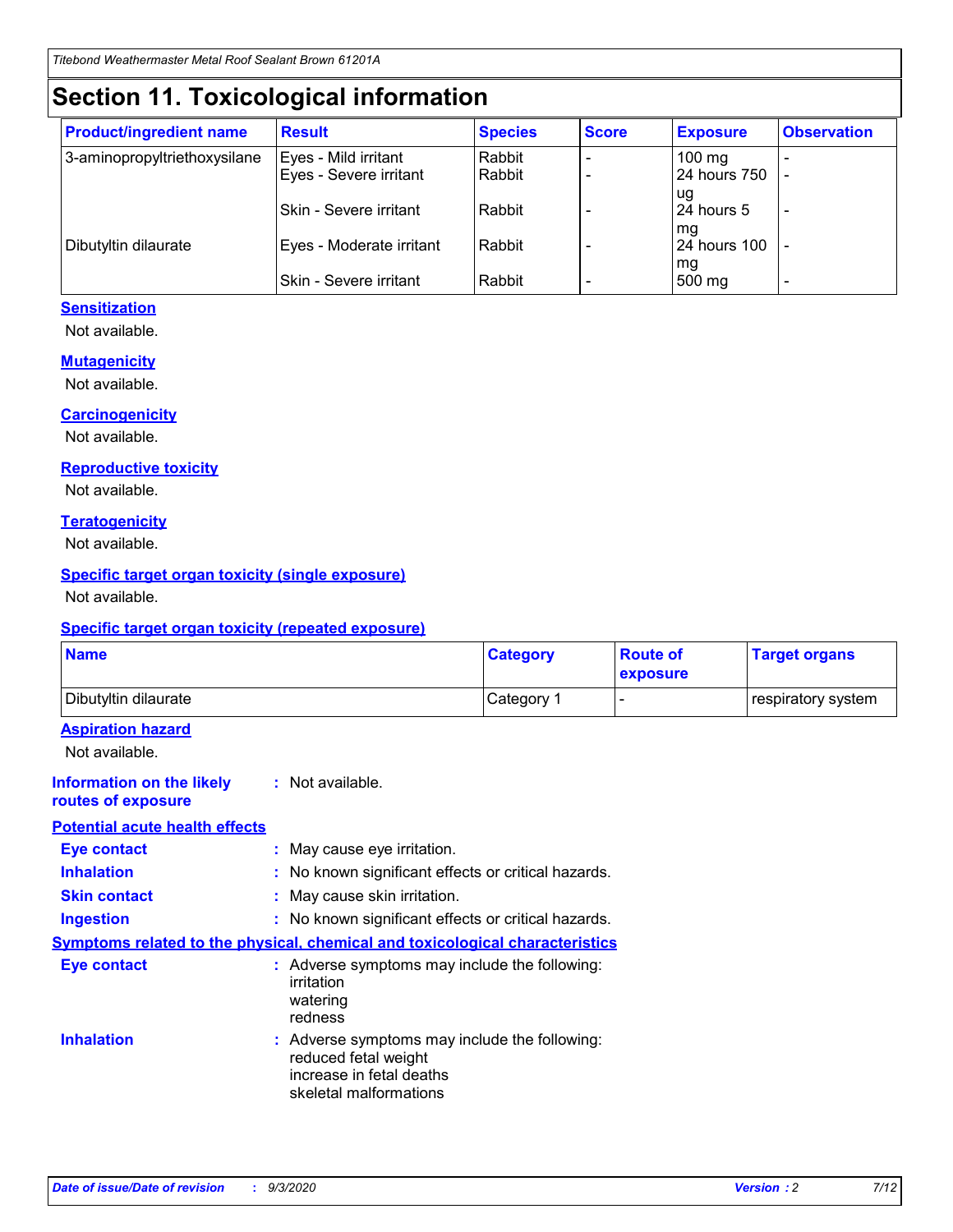# Section 11. Toxicological information

| Product/ingredient name | Result | Species | Score | Exposure | Observation |
|---|---|---|---|---|---|
| 3-aminopropyltriethoxysilane | Eyes - Mild irritant | Rabbit | - | 100 mg | - |
| | Eyes - Severe irritant | Rabbit | - | 24 hours 750 ug | - |
| | Skin - Severe irritant | Rabbit | - | 24 hours 5 mg | - |
| Dibutyltin dilaurate | Eyes - Moderate irritant | Rabbit | - | 24 hours 100 mg | - |
| | Skin - Severe irritant | Rabbit | - | 500 mg | - |

### Sensitization

Not available.

### Mutagenicity

Not available.

### Carcinogenicity

Not available.

### Reproductive toxicity

Not available.

### Teratogenicity

Not available.

### Specific target organ toxicity (single exposure)

Not available.

### Specific target organ toxicity (repeated exposure)

| Name | Category | Route of exposure | Target organs |
|---|---|---|---|
| Dibutyltin dilaurate | Category 1 | - | respiratory system |

### Aspiration hazard

Not available.

**Information on the likely routes of exposure** : Not available.

### Potential acute health effects

**Eye contact** : May cause eye irritation.

**Inhalation** : No known significant effects or critical hazards.

**Skin contact** : May cause skin irritation.

**Ingestion** : No known significant effects or critical hazards.

### Symptoms related to the physical, chemical and toxicological characteristics

**Eye contact** : Adverse symptoms may include the following:
irritation
watering
redness

**Inhalation** : Adverse symptoms may include the following:
reduced fetal weight
increase in fetal deaths
skeletal malformations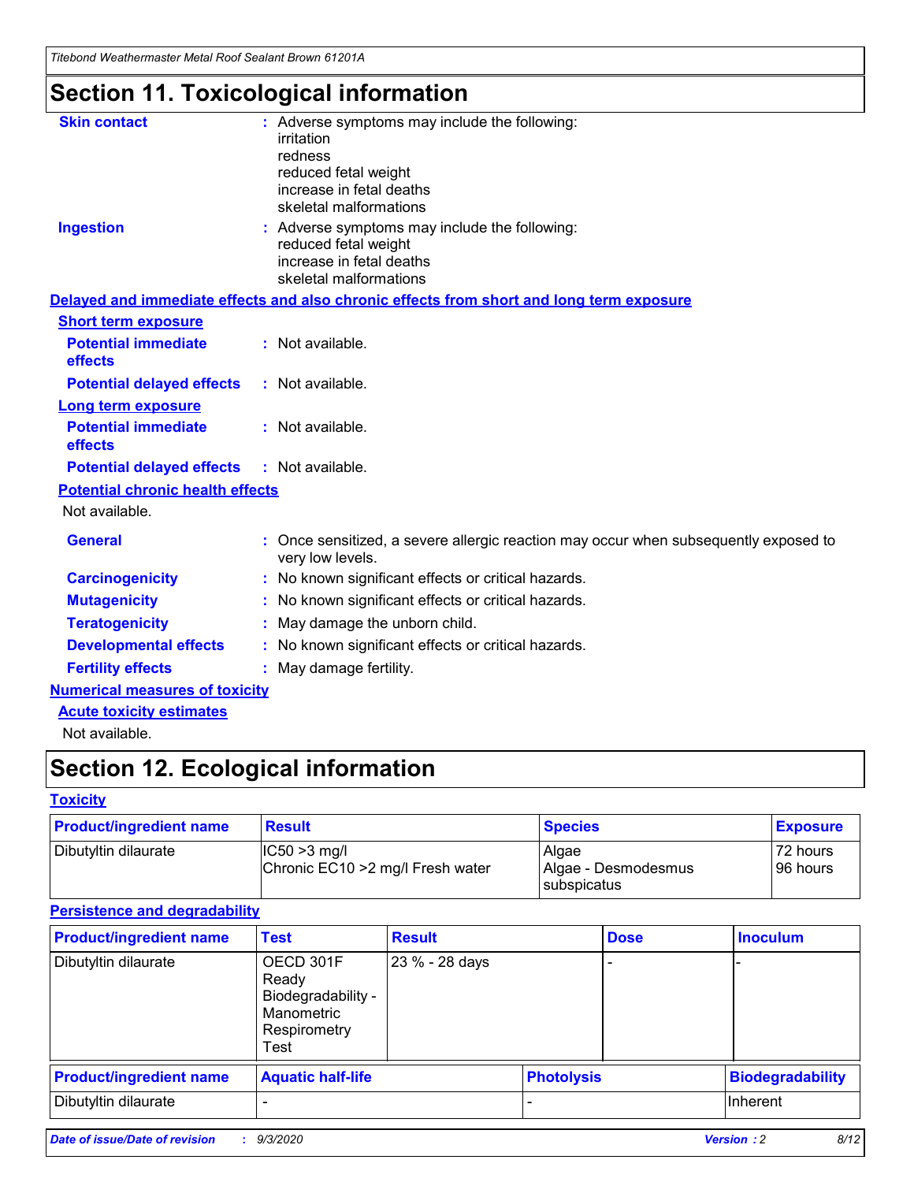# Section 11. Toxicological information

**Skin contact** : Adverse symptoms may include the following:
irritation
redness
reduced fetal weight
increase in fetal deaths
skeletal malformations

**Ingestion** : Adverse symptoms may include the following:
reduced fetal weight
increase in fetal deaths
skeletal malformations

**Delayed and immediate effects and also chronic effects from short and long term exposure**

**Short term exposure**

**Potential immediate effects** : Not available.

**Potential delayed effects** : Not available.

**Long term exposure**

**Potential immediate effects** : Not available.

**Potential delayed effects** : Not available.

**Potential chronic health effects**

Not available.

**General** : Once sensitized, a severe allergic reaction may occur when subsequently exposed to very low levels.

**Carcinogenicity** : No known significant effects or critical hazards.

**Mutagenicity** : No known significant effects or critical hazards.

**Teratogenicity** : May damage the unborn child.

**Developmental effects** : No known significant effects or critical hazards.

**Fertility effects** : May damage fertility.

**Numerical measures of toxicity**

**Acute toxicity estimates**

Not available.

# Section 12. Ecological information

**Toxicity**

| Product/ingredient name | Result | Species | Exposure |
|---|---|---|---|
| Dibutyltin dilaurate | IC50 >3 mg/l<br>Chronic EC10 >2 mg/l Fresh water | Algae<br>Algae - Desmodesmus subspicatus | 72 hours<br>96 hours |

**Persistence and degradability**

| Product/ingredient name | Test | Result | Dose | Inoculum |
|---|---|---|---|---|
| Dibutyltin dilaurate | OECD 301F Ready Biodegradability - Manometric Respirometry Test | 23 % - 28 days | - | - |

| Product/ingredient name | Aquatic half-life | Photolysis | Biodegradability |
|---|---|---|---|
| Dibutyltin dilaurate | - | - | Inherent |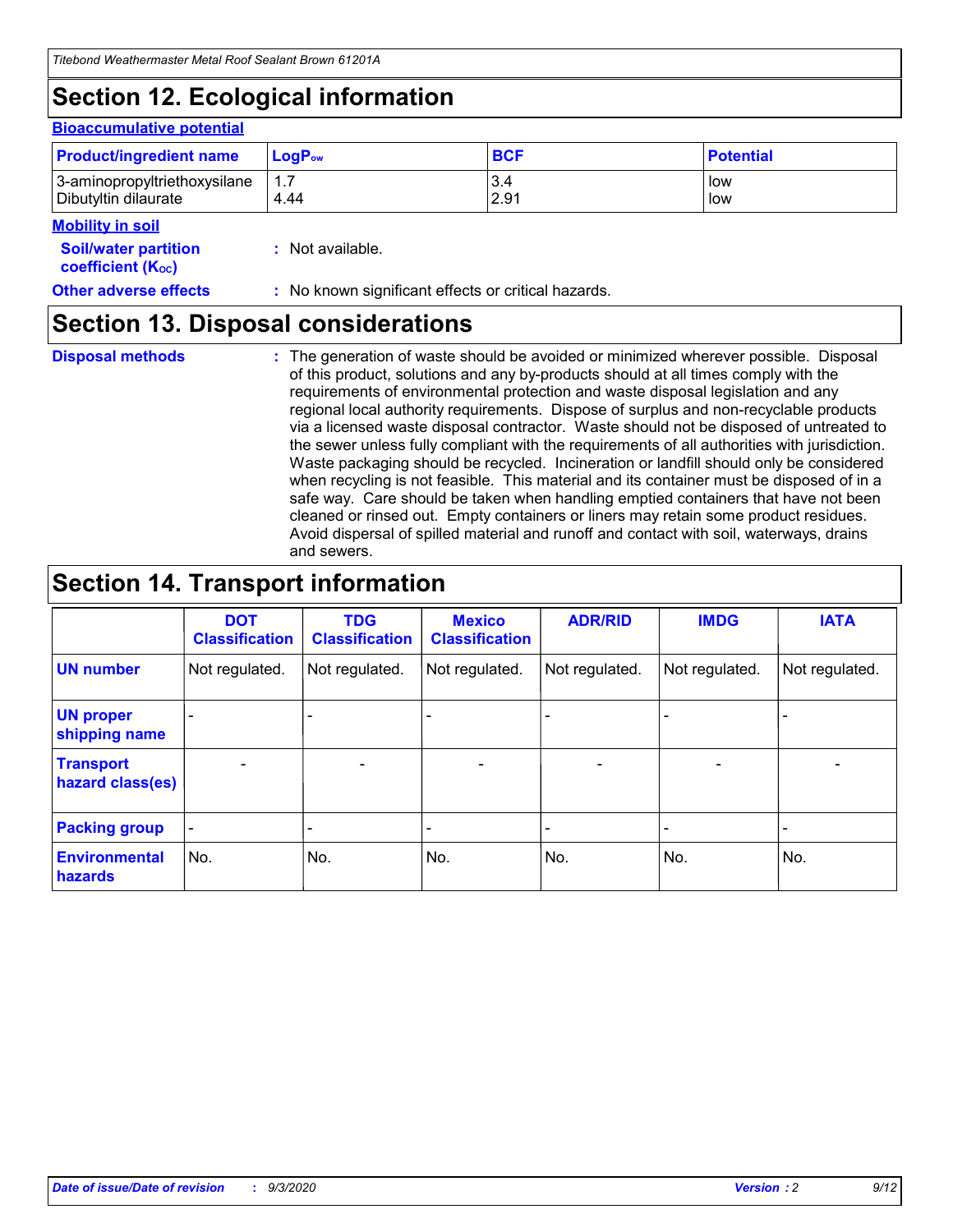# Section 12. Ecological information

**Bioaccumulative potential**

| Product/ingredient name | $LogP_{ow}$ | BCF | Potential |
|---|---|---|---|
| 3-aminopropyltriethoxysilane | 1.7 | 3.4 | low |
| Dibutyltin dilaurate | 4.44 | 2.91 | low |

**Mobility in soil**

**Soil/water partition coefficient ($K_{OC}$)** : Not available.

**Other adverse effects** : No known significant effects or critical hazards.

# Section 13. Disposal considerations

**Disposal methods** : The generation of waste should be avoided or minimized wherever possible. Disposal of this product, solutions and any by-products should at all times comply with the requirements of environmental protection and waste disposal legislation and any regional local authority requirements. Dispose of surplus and non-recyclable products via a licensed waste disposal contractor. Waste should not be disposed of untreated to the sewer unless fully compliant with the requirements of all authorities with jurisdiction. Waste packaging should be recycled. Incineration or landfill should only be considered when recycling is not feasible. This material and its container must be disposed of in a safe way. Care should be taken when handling emptied containers that have not been cleaned or rinsed out. Empty containers or liners may retain some product residues. Avoid dispersal of spilled material and runoff and contact with soil, waterways, drains and sewers.

# Section 14. Transport information

| | DOT Classification | TDG Classification | Mexico Classification | ADR/RID | IMDG | IATA |
|---|---|---|---|---|---|---|
| UN number | Not regulated. | Not regulated. | Not regulated. | Not regulated. | Not regulated. | Not regulated. |
| UN proper shipping name | - | - | - | - | - | - |
| Transport hazard class(es) | - | - | - | - | - | - |
| Packing group | - | - | - | - | - | - |
| Environmental hazards | No. | No. | No. | No. | No. | No. |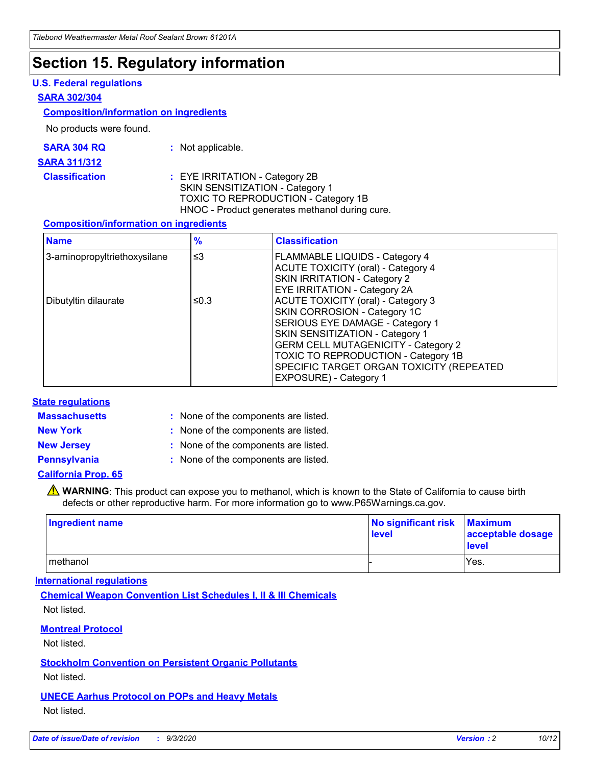# Section 15. Regulatory information

### U.S. Federal regulations

**SARA 302/304**

**Composition/information on ingredients**

No products were found.

**SARA 304 RQ** : Not applicable.

**SARA 311/312**

**Classification** : EYE IRRITATION - Category 2B
SKIN SENSITIZATION - Category 1
TOXIC TO REPRODUCTION - Category 1B
HNOC - Product generates methanol during cure.

**Composition/information on ingredients**

| Name | % | Classification |
|---|---|---|
| 3-aminopropyltriethoxysilane | ≤3 | FLAMMABLE LIQUIDS - Category 4<br>ACUTE TOXICITY (oral) - Category 4<br>SKIN IRRITATION - Category 2<br>EYE IRRITATION - Category 2A |
| Dibutyltin dilaurate | ≤0.3 | ACUTE TOXICITY (oral) - Category 3<br>SKIN CORROSION - Category 1C<br>SERIOUS EYE DAMAGE - Category 1<br>SKIN SENSITIZATION - Category 1<br>GERM CELL MUTAGENICITY - Category 2<br>TOXIC TO REPRODUCTION - Category 1B<br>SPECIFIC TARGET ORGAN TOXICITY (REPEATED EXPOSURE) - Category 1 |

### State regulations

**Massachusetts** : None of the components are listed.

**New York** : None of the components are listed.

**New Jersey** : None of the components are listed.

**Pennsylvania** : None of the components are listed.

**California Prop. 65**

⚠ **WARNING**: This product can expose you to methanol, which is known to the State of California to cause birth defects or other reproductive harm. For more information go to www.P65Warnings.ca.gov.

| Ingredient name | No significant risk level | Maximum acceptable dosage level |
|---|---|---|
| methanol | - | Yes. |

### International regulations

**Chemical Weapon Convention List Schedules I, II & III Chemicals**

Not listed.

**Montreal Protocol**

Not listed.

**Stockholm Convention on Persistent Organic Pollutants**

Not listed.

**UNECE Aarhus Protocol on POPs and Heavy Metals**

Not listed.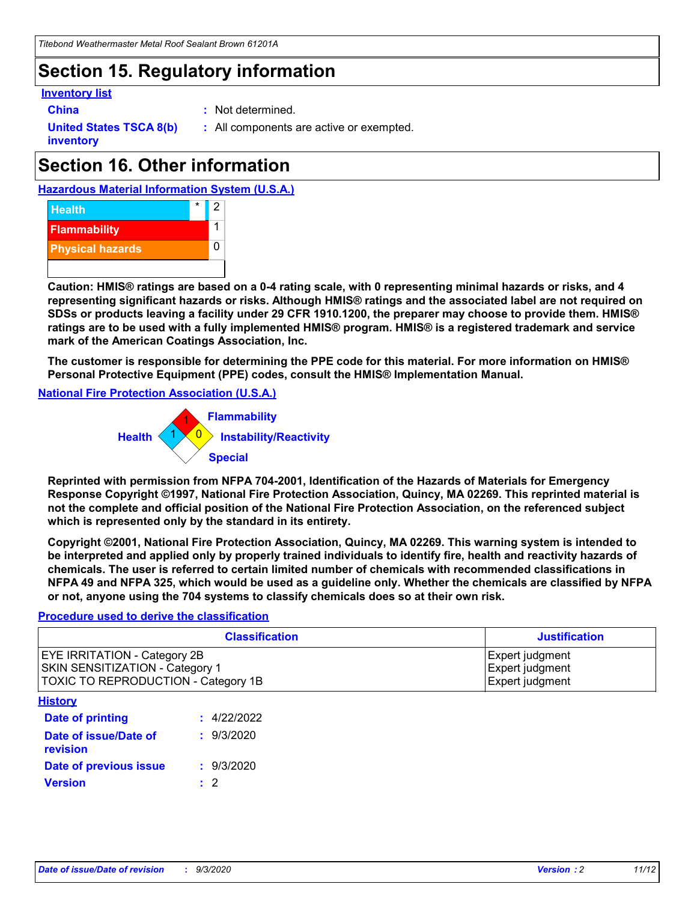# Section 15. Regulatory information

**Inventory list**

**China** : Not determined.

**United States TSCA 8(b) inventory** : All components are active or exempted.

# Section 16. Other information

**Hazardous Material Information System (U.S.A.)**

| | | |
|---|---|---|
| Health | * | 2 |
| Flammability | | 1 |
| Physical hazards | | 0 |

**Caution: HMIS® ratings are based on a 0-4 rating scale, with 0 representing minimal hazards or risks, and 4 representing significant hazards or risks. Although HMIS® ratings and the associated label are not required on SDSs or products leaving a facility under 29 CFR 1910.1200, the preparer may choose to provide them. HMIS® ratings are to be used with a fully implemented HMIS® program. HMIS® is a registered trademark and service mark of the American Coatings Association, Inc.**

**The customer is responsible for determining the PPE code for this material. For more information on HMIS® Personal Protective Equipment (PPE) codes, consult the HMIS® Implementation Manual.**

**National Fire Protection Association (U.S.A.)**

Flammability: 1
Health: 1
Instability/Reactivity: 0
Special:

**Reprinted with permission from NFPA 704-2001, Identification of the Hazards of Materials for Emergency Response Copyright ©1997, National Fire Protection Association, Quincy, MA 02269. This reprinted material is not the complete and official position of the National Fire Protection Association, on the referenced subject which is represented only by the standard in its entirety.**

**Copyright ©2001, National Fire Protection Association, Quincy, MA 02269. This warning system is intended to be interpreted and applied only by properly trained individuals to identify fire, health and reactivity hazards of chemicals. The user is referred to certain limited number of chemicals with recommended classifications in NFPA 49 and NFPA 325, which would be used as a guideline only. Whether the chemicals are classified by NFPA or not, anyone using the 704 systems to classify chemicals does so at their own risk.**

**Procedure used to derive the classification**

| Classification | Justification |
|---|---|
| EYE IRRITATION - Category 2B | Expert judgment |
| SKIN SENSITIZATION - Category 1 | Expert judgment |
| TOXIC TO REPRODUCTION - Category 1B | Expert judgment |

**History**

**Date of printing** : 4/22/2022

**Date of issue/Date of revision** : 9/3/2020

**Date of previous issue** : 9/3/2020

**Version** : 2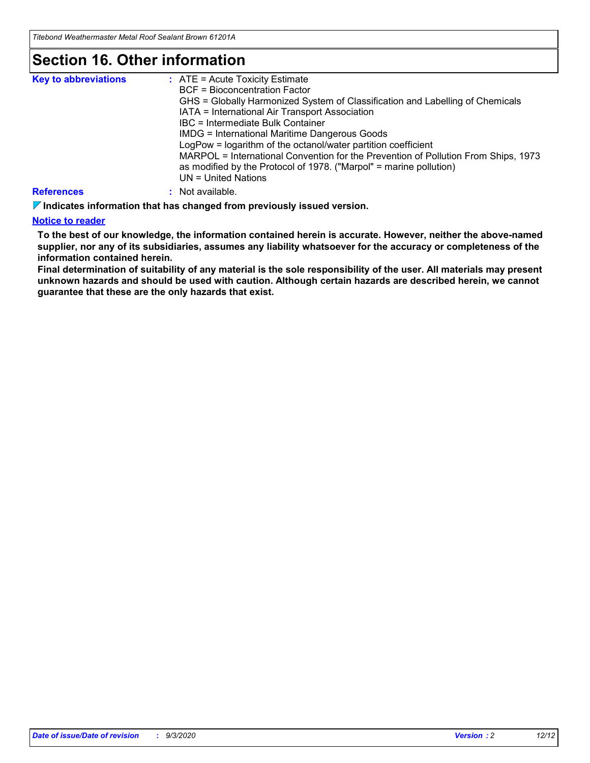# Section 16. Other information

**Key to abbreviations** : ATE = Acute Toxicity Estimate
BCF = Bioconcentration Factor
GHS = Globally Harmonized System of Classification and Labelling of Chemicals
IATA = International Air Transport Association
IBC = Intermediate Bulk Container
IMDG = International Maritime Dangerous Goods
LogPow = logarithm of the octanol/water partition coefficient
MARPOL = International Convention for the Prevention of Pollution From Ships, 1973 as modified by the Protocol of 1978. ("Marpol" = marine pollution)
UN = United Nations

**References** : Not available.

**Indicates information that has changed from previously issued version.**

**Notice to reader**

**To the best of our knowledge, the information contained herein is accurate. However, neither the above-named supplier, nor any of its subsidiaries, assumes any liability whatsoever for the accuracy or completeness of the information contained herein.**

**Final determination of suitability of any material is the sole responsibility of the user. All materials may present unknown hazards and should be used with caution. Although certain hazards are described herein, we cannot guarantee that these are the only hazards that exist.**